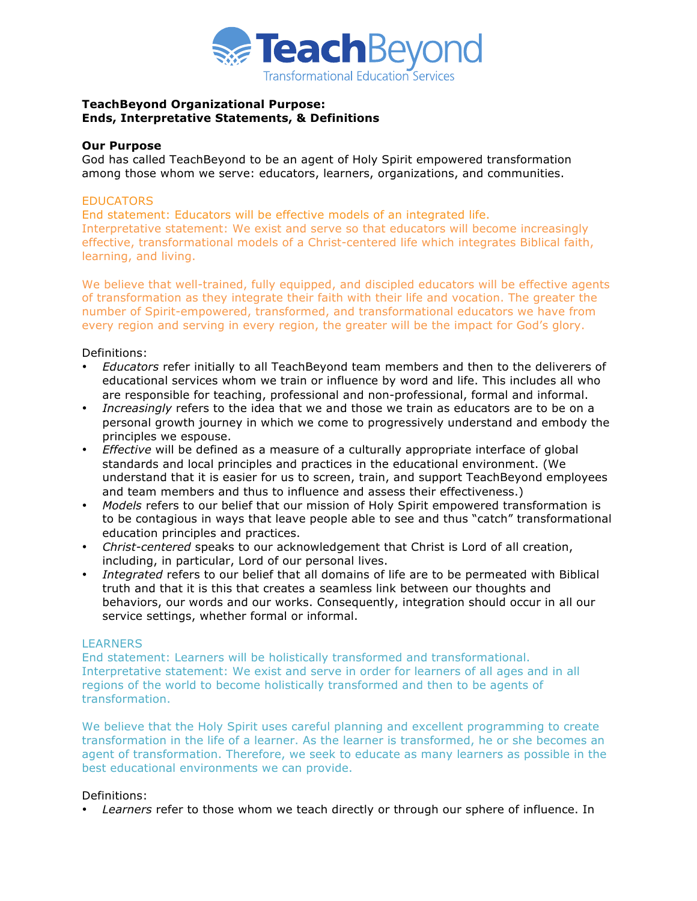TeachBeyond
Transformational Education Services

**TeachBeyond Organizational Purpose:**
**Ends, Interpretative Statements, & Definitions**

**Our Purpose**
God has called TeachBeyond to be an agent of Holy Spirit empowered transformation among those whom we serve: educators, learners, organizations, and communities.

## EDUCATORS

End statement: Educators will be effective models of an integrated life.
Interpretative statement: We exist and serve so that educators will become increasingly effective, transformational models of a Christ-centered life which integrates Biblical faith, learning, and living.

We believe that well-trained, fully equipped, and discipled educators will be effective agents of transformation as they integrate their faith with their life and vocation. The greater the number of Spirit-empowered, transformed, and transformational educators we have from every region and serving in every region, the greater will be the impact for God's glory.

Definitions:

- *Educators* refer initially to all TeachBeyond team members and then to the deliverers of educational services whom we train or influence by word and life. This includes all who are responsible for teaching, professional and non-professional, formal and informal.
- *Increasingly* refers to the idea that we and those we train as educators are to be on a personal growth journey in which we come to progressively understand and embody the principles we espouse.
- *Effective* will be defined as a measure of a culturally appropriate interface of global standards and local principles and practices in the educational environment. (We understand that it is easier for us to screen, train, and support TeachBeyond employees and team members and thus to influence and assess their effectiveness.)
- *Models* refers to our belief that our mission of Holy Spirit empowered transformation is to be contagious in ways that leave people able to see and thus "catch" transformational education principles and practices.
- *Christ-centered* speaks to our acknowledgement that Christ is Lord of all creation, including, in particular, Lord of our personal lives.
- *Integrated* refers to our belief that all domains of life are to be permeated with Biblical truth and that it is this that creates a seamless link between our thoughts and behaviors, our words and our works. Consequently, integration should occur in all our service settings, whether formal or informal.

## LEARNERS

End statement: Learners will be holistically transformed and transformational.
Interpretative statement: We exist and serve in order for learners of all ages and in all regions of the world to become holistically transformed and then to be agents of transformation.

We believe that the Holy Spirit uses careful planning and excellent programming to create transformation in the life of a learner. As the learner is transformed, he or she becomes an agent of transformation. Therefore, we seek to educate as many learners as possible in the best educational environments we can provide.

Definitions:

- *Learners* refer to those whom we teach directly or through our sphere of influence. In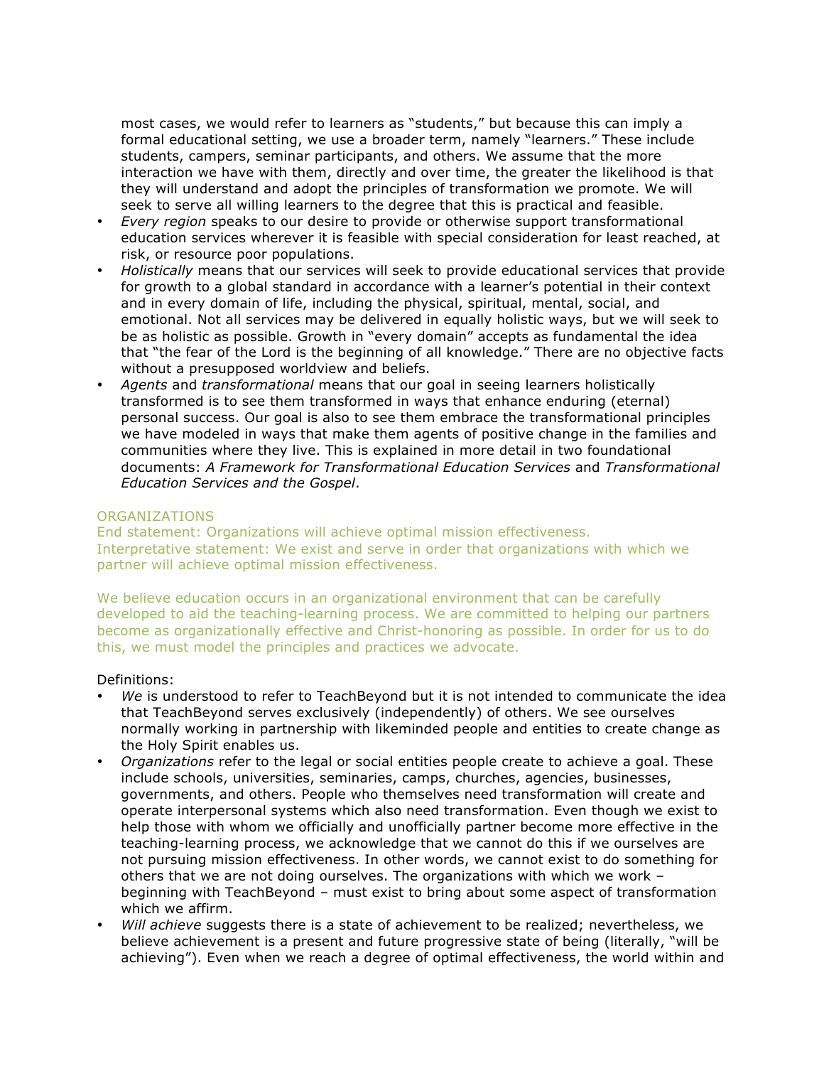most cases, we would refer to learners as "students," but because this can imply a formal educational setting, we use a broader term, namely "learners." These include students, campers, seminar participants, and others. We assume that the more interaction we have with them, directly and over time, the greater the likelihood is that they will understand and adopt the principles of transformation we promote. We will seek to serve all willing learners to the degree that this is practical and feasible.

- *Every region* speaks to our desire to provide or otherwise support transformational education services wherever it is feasible with special consideration for least reached, at risk, or resource poor populations.
- *Holistically* means that our services will seek to provide educational services that provide for growth to a global standard in accordance with a learner's potential in their context and in every domain of life, including the physical, spiritual, mental, social, and emotional. Not all services may be delivered in equally holistic ways, but we will seek to be as holistic as possible. Growth in "every domain" accepts as fundamental the idea that "the fear of the Lord is the beginning of all knowledge." There are no objective facts without a presupposed worldview and beliefs.
- *Agents* and *transformational* means that our goal in seeing learners holistically transformed is to see them transformed in ways that enhance enduring (eternal) personal success. Our goal is also to see them embrace the transformational principles we have modeled in ways that make them agents of positive change in the families and communities where they live. This is explained in more detail in two foundational documents: *A Framework for Transformational Education Services* and *Transformational Education Services and the Gospel*.

## ORGANIZATIONS

End statement: Organizations will achieve optimal mission effectiveness.
Interpretative statement: We exist and serve in order that organizations with which we partner will achieve optimal mission effectiveness.

We believe education occurs in an organizational environment that can be carefully developed to aid the teaching-learning process. We are committed to helping our partners become as organizationally effective and Christ-honoring as possible. In order for us to do this, we must model the principles and practices we advocate.

Definitions:

- *We* is understood to refer to TeachBeyond but it is not intended to communicate the idea that TeachBeyond serves exclusively (independently) of others. We see ourselves normally working in partnership with likeminded people and entities to create change as the Holy Spirit enables us.
- *Organizations* refer to the legal or social entities people create to achieve a goal. These include schools, universities, seminaries, camps, churches, agencies, businesses, governments, and others. People who themselves need transformation will create and operate interpersonal systems which also need transformation. Even though we exist to help those with whom we officially and unofficially partner become more effective in the teaching-learning process, we acknowledge that we cannot do this if we ourselves are not pursuing mission effectiveness. In other words, we cannot exist to do something for others that we are not doing ourselves. The organizations with which we work – beginning with TeachBeyond – must exist to bring about some aspect of transformation which we affirm.
- *Will achieve* suggests there is a state of achievement to be realized; nevertheless, we believe achievement is a present and future progressive state of being (literally, "will be achieving"). Even when we reach a degree of optimal effectiveness, the world within and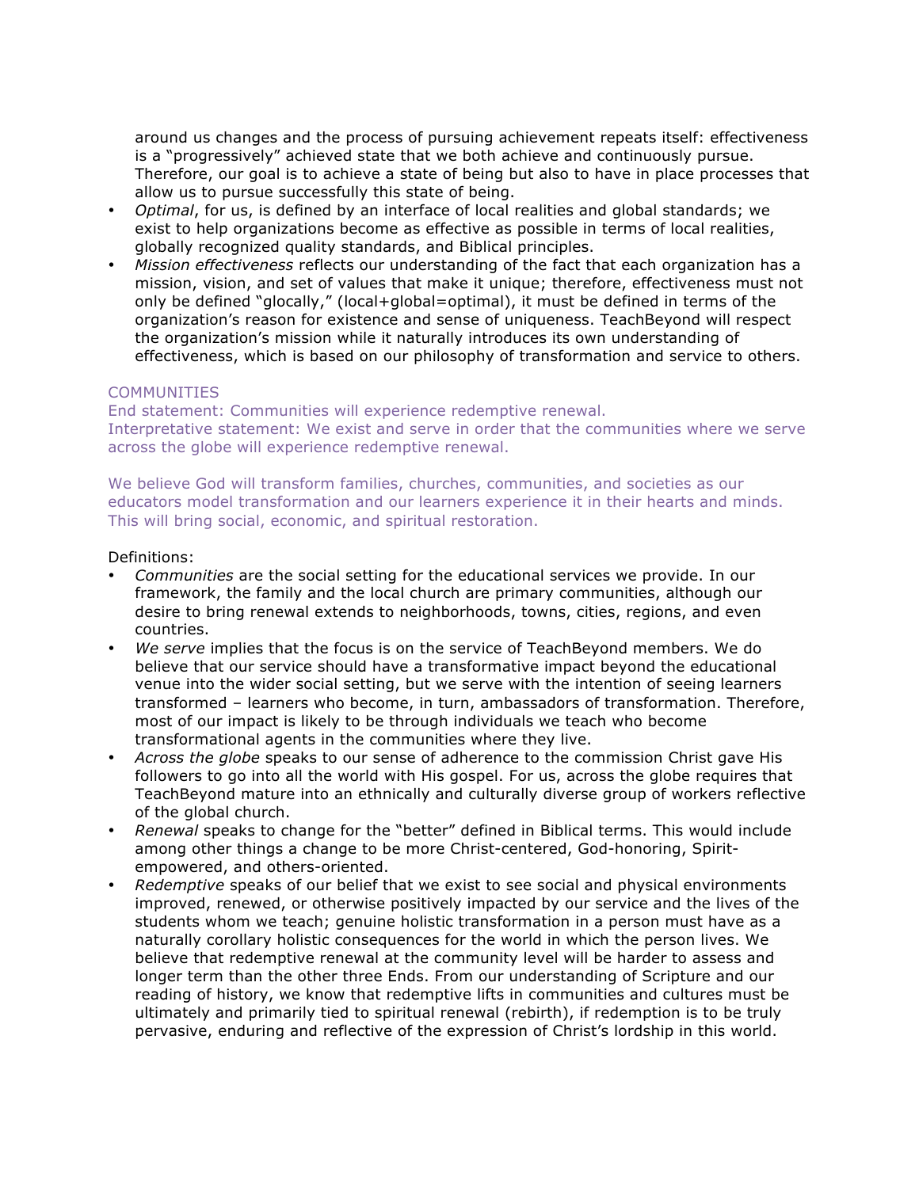around us changes and the process of pursuing achievement repeats itself: effectiveness is a "progressively" achieved state that we both achieve and continuously pursue. Therefore, our goal is to achieve a state of being but also to have in place processes that allow us to pursue successfully this state of being.
- *Optimal*, for us, is defined by an interface of local realities and global standards; we exist to help organizations become as effective as possible in terms of local realities, globally recognized quality standards, and Biblical principles.
- *Mission effectiveness* reflects our understanding of the fact that each organization has a mission, vision, and set of values that make it unique; therefore, effectiveness must not only be defined "glocally," (local+global=optimal), it must be defined in terms of the organization's reason for existence and sense of uniqueness. TeachBeyond will respect the organization's mission while it naturally introduces its own understanding of effectiveness, which is based on our philosophy of transformation and service to others.

## COMMUNITIES

End statement: Communities will experience redemptive renewal.
Interpretative statement: We exist and serve in order that the communities where we serve across the globe will experience redemptive renewal.

We believe God will transform families, churches, communities, and societies as our educators model transformation and our learners experience it in their hearts and minds. This will bring social, economic, and spiritual restoration.

Definitions:

- *Communities* are the social setting for the educational services we provide. In our framework, the family and the local church are primary communities, although our desire to bring renewal extends to neighborhoods, towns, cities, regions, and even countries.
- *We serve* implies that the focus is on the service of TeachBeyond members. We do believe that our service should have a transformative impact beyond the educational venue into the wider social setting, but we serve with the intention of seeing learners transformed – learners who become, in turn, ambassadors of transformation. Therefore, most of our impact is likely to be through individuals we teach who become transformational agents in the communities where they live.
- *Across the globe* speaks to our sense of adherence to the commission Christ gave His followers to go into all the world with His gospel. For us, across the globe requires that TeachBeyond mature into an ethnically and culturally diverse group of workers reflective of the global church.
- *Renewal* speaks to change for the "better" defined in Biblical terms. This would include among other things a change to be more Christ-centered, God-honoring, Spirit-empowered, and others-oriented.
- *Redemptive* speaks of our belief that we exist to see social and physical environments improved, renewed, or otherwise positively impacted by our service and the lives of the students whom we teach; genuine holistic transformation in a person must have as a naturally corollary holistic consequences for the world in which the person lives. We believe that redemptive renewal at the community level will be harder to assess and longer term than the other three Ends. From our understanding of Scripture and our reading of history, we know that redemptive lifts in communities and cultures must be ultimately and primarily tied to spiritual renewal (rebirth), if redemption is to be truly pervasive, enduring and reflective of the expression of Christ's lordship in this world.